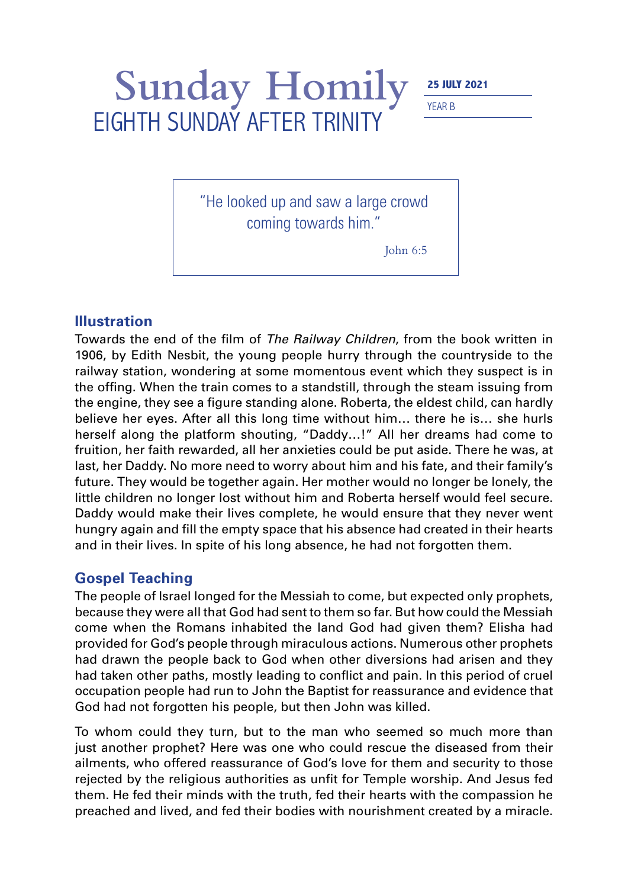# Sunday Homily

## EIGHTH SUNDAY AFTER TRINITY

**25 JULY 2021**

YEAR B

> "He looked up and saw a large crowd coming towards him."
>
> John 6:5

## Illustration

Towards the end of the film of *The Railway Children*, from the book written in 1906, by Edith Nesbit, the young people hurry through the countryside to the railway station, wondering at some momentous event which they suspect is in the offing. When the train comes to a standstill, through the steam issuing from the engine, they see a figure standing alone. Roberta, the eldest child, can hardly believe her eyes. After all this long time without him… there he is… she hurls herself along the platform shouting, "Daddy…!" All her dreams had come to fruition, her faith rewarded, all her anxieties could be put aside. There he was, at last, her Daddy. No more need to worry about him and his fate, and their family's future. They would be together again. Her mother would no longer be lonely, the little children no longer lost without him and Roberta herself would feel secure. Daddy would make their lives complete, he would ensure that they never went hungry again and fill the empty space that his absence had created in their hearts and in their lives. In spite of his long absence, he had not forgotten them.

## Gospel Teaching

The people of Israel longed for the Messiah to come, but expected only prophets, because they were all that God had sent to them so far. But how could the Messiah come when the Romans inhabited the land God had given them? Elisha had provided for God's people through miraculous actions. Numerous other prophets had drawn the people back to God when other diversions had arisen and they had taken other paths, mostly leading to conflict and pain. In this period of cruel occupation people had run to John the Baptist for reassurance and evidence that God had not forgotten his people, but then John was killed.

To whom could they turn, but to the man who seemed so much more than just another prophet? Here was one who could rescue the diseased from their ailments, who offered reassurance of God's love for them and security to those rejected by the religious authorities as unfit for Temple worship. And Jesus fed them. He fed their minds with the truth, fed their hearts with the compassion he preached and lived, and fed their bodies with nourishment created by a miracle.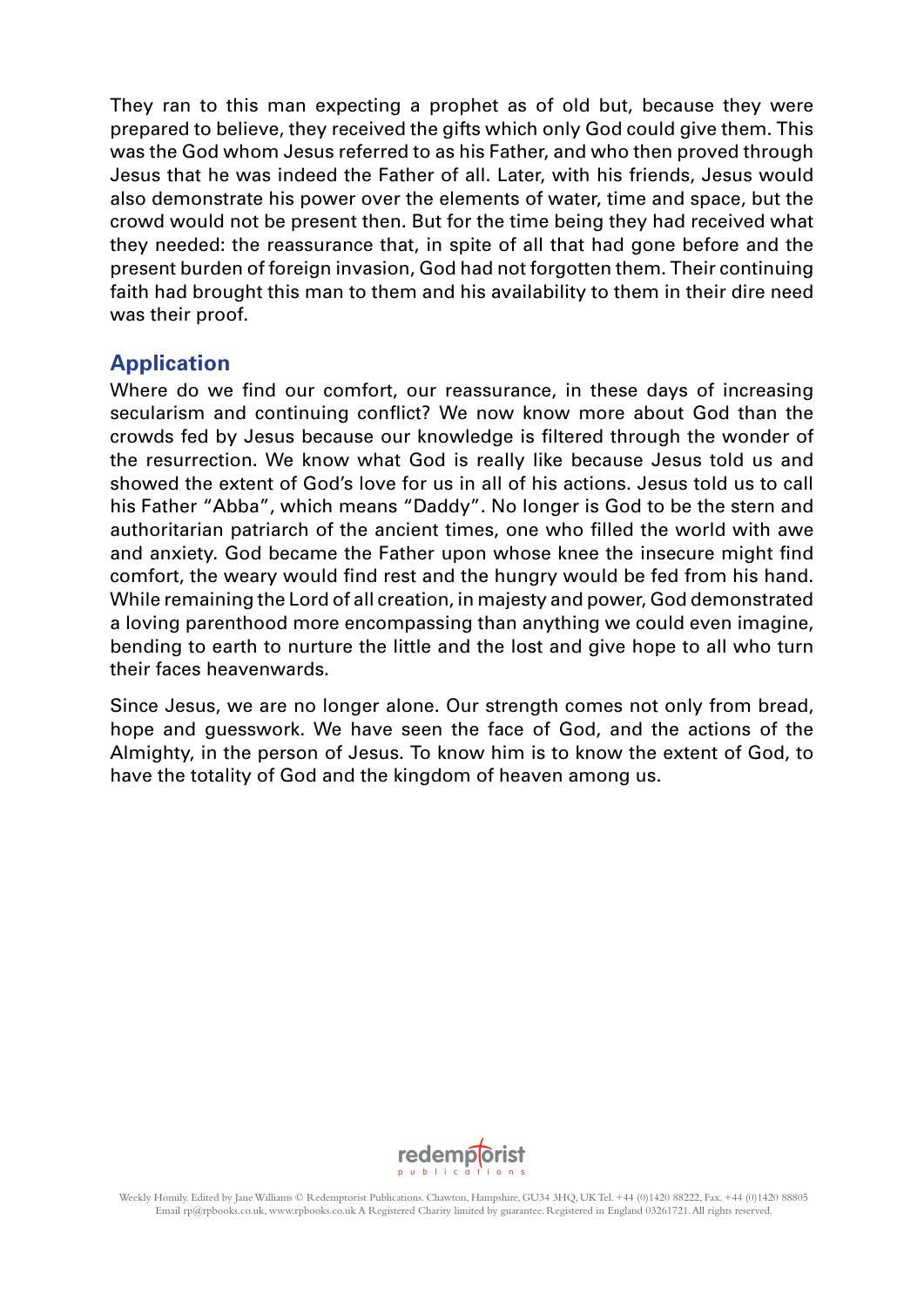They ran to this man expecting a prophet as of old but, because they were prepared to believe, they received the gifts which only God could give them. This was the God whom Jesus referred to as his Father, and who then proved through Jesus that he was indeed the Father of all. Later, with his friends, Jesus would also demonstrate his power over the elements of water, time and space, but the crowd would not be present then. But for the time being they had received what they needed: the reassurance that, in spite of all that had gone before and the present burden of foreign invasion, God had not forgotten them. Their continuing faith had brought this man to them and his availability to them in their dire need was their proof.

## Application

Where do we find our comfort, our reassurance, in these days of increasing secularism and continuing conflict? We now know more about God than the crowds fed by Jesus because our knowledge is filtered through the wonder of the resurrection. We know what God is really like because Jesus told us and showed the extent of God's love for us in all of his actions. Jesus told us to call his Father "Abba", which means "Daddy". No longer is God to be the stern and authoritarian patriarch of the ancient times, one who filled the world with awe and anxiety. God became the Father upon whose knee the insecure might find comfort, the weary would find rest and the hungry would be fed from his hand. While remaining the Lord of all creation, in majesty and power, God demonstrated a loving parenthood more encompassing than anything we could even imagine, bending to earth to nurture the little and the lost and give hope to all who turn their faces heavenwards.

Since Jesus, we are no longer alone. Our strength comes not only from bread, hope and guesswork. We have seen the face of God, and the actions of the Almighty, in the person of Jesus. To know him is to know the extent of God, to have the totality of God and the kingdom of heaven among us.

redemptorist publications

Weekly Homily. Edited by Jane Williams © Redemptorist Publications. Chawton, Hampshire, GU34 3HQ, UK Tel. +44 (0)1420 88222, Fax. +44 (0)1420 88805 Email rp@rpbooks.co.uk, www.rpbooks.co.uk A Registered Charity limited by guarantee. Registered in England 03261721. All rights reserved.